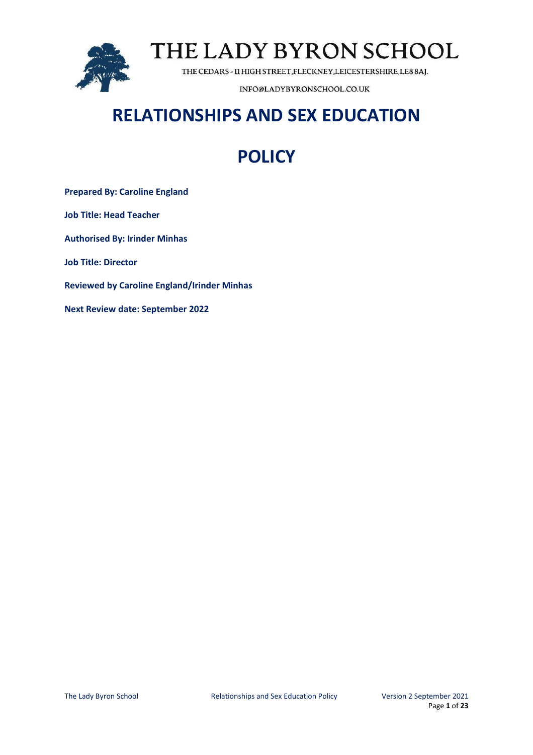# THE LADY BYRON SCHOOL

THE CEDARS - 11 HIGH STREET, FLECKNEY, LEICESTERSHIRE, LE8 8AJ.

INFO@LADYBYRONSCHOOL.CO.UK

# RELATIONSHIPS AND SEX EDUCATION

# POLICY

**Prepared By: Caroline England**

**Job Title: Head Teacher**

**Authorised By: Irinder Minhas**

**Job Title: Director**

**Reviewed by Caroline England/Irinder Minhas**

**Next Review date: September 2022**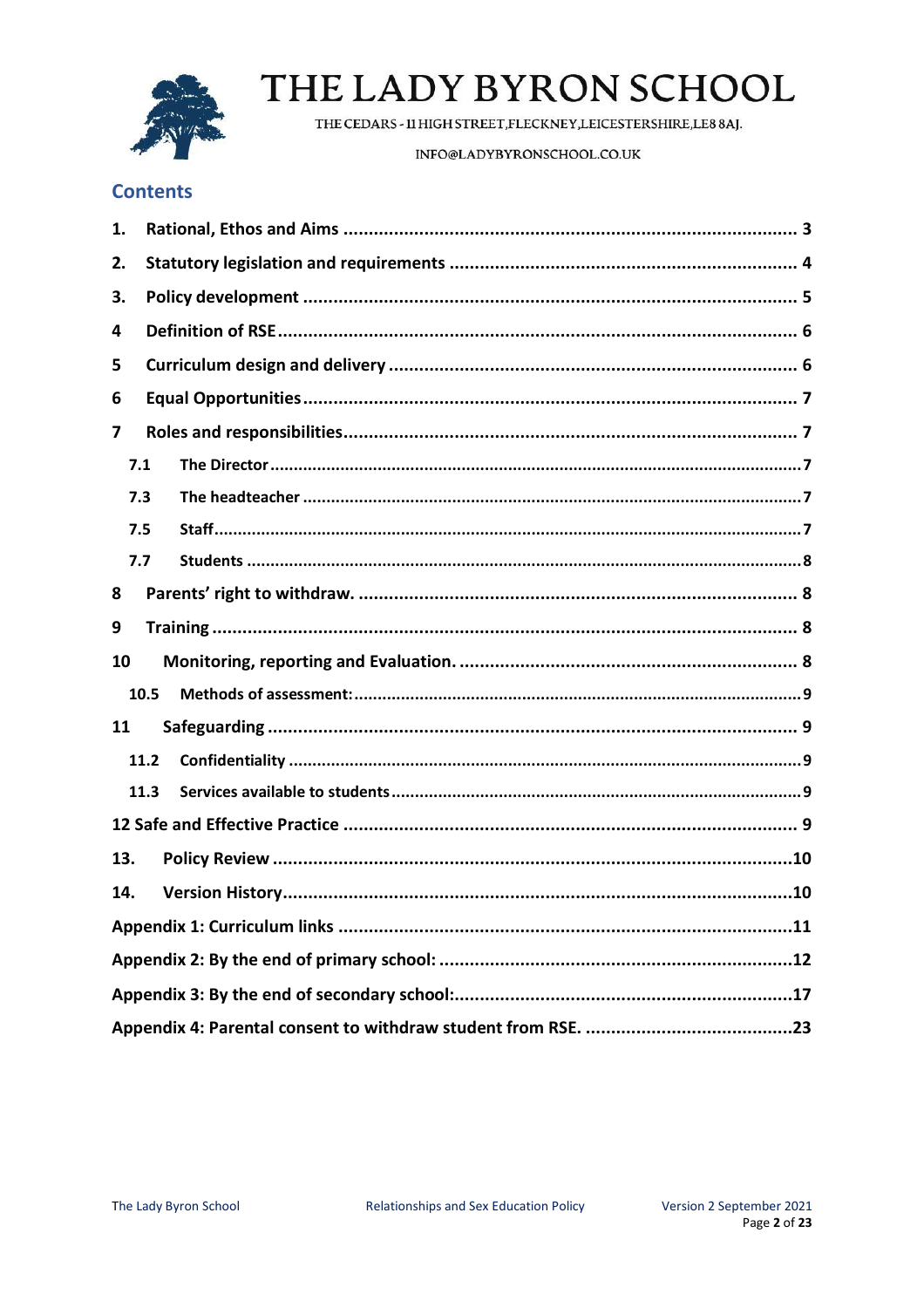# THE LADY BYRON SCHOOL

THE CEDARS - 11 HIGH STREET, FLECKNEY, LEICESTERSHIRE, LE8 8AJ.

INFO@LADYBYRONSCHOOL.CO.UK

## Contents

1. Rational, Ethos and Aims ........ 3
2. Statutory legislation and requirements ........ 4
3. Policy development ........ 5
4. Definition of RSE ........ 6
5. Curriculum design and delivery ........ 6
6. Equal Opportunities ........ 7
7. Roles and responsibilities ........ 7
   - 7.1 The Director ........ 7
   - 7.3 The headteacher ........ 7
   - 7.5 Staff ........ 7
   - 7.7 Students ........ 8
8. Parents' right to withdraw. ........ 8
9. Training ........ 8
10. Monitoring, reporting and Evaluation. ........ 8
    - 10.5 Methods of assessment: ........ 9
11. Safeguarding ........ 9
    - 11.2 Confidentiality ........ 9
    - 11.3 Services available to students ........ 9

12 Safe and Effective Practice ........ 9

13. Policy Review ........ 10

14. Version History ........ 10

Appendix 1: Curriculum links ........ 11

Appendix 2: By the end of primary school: ........ 12

Appendix 3: By the end of secondary school: ........ 17

Appendix 4: Parental consent to withdraw student from RSE. ........ 23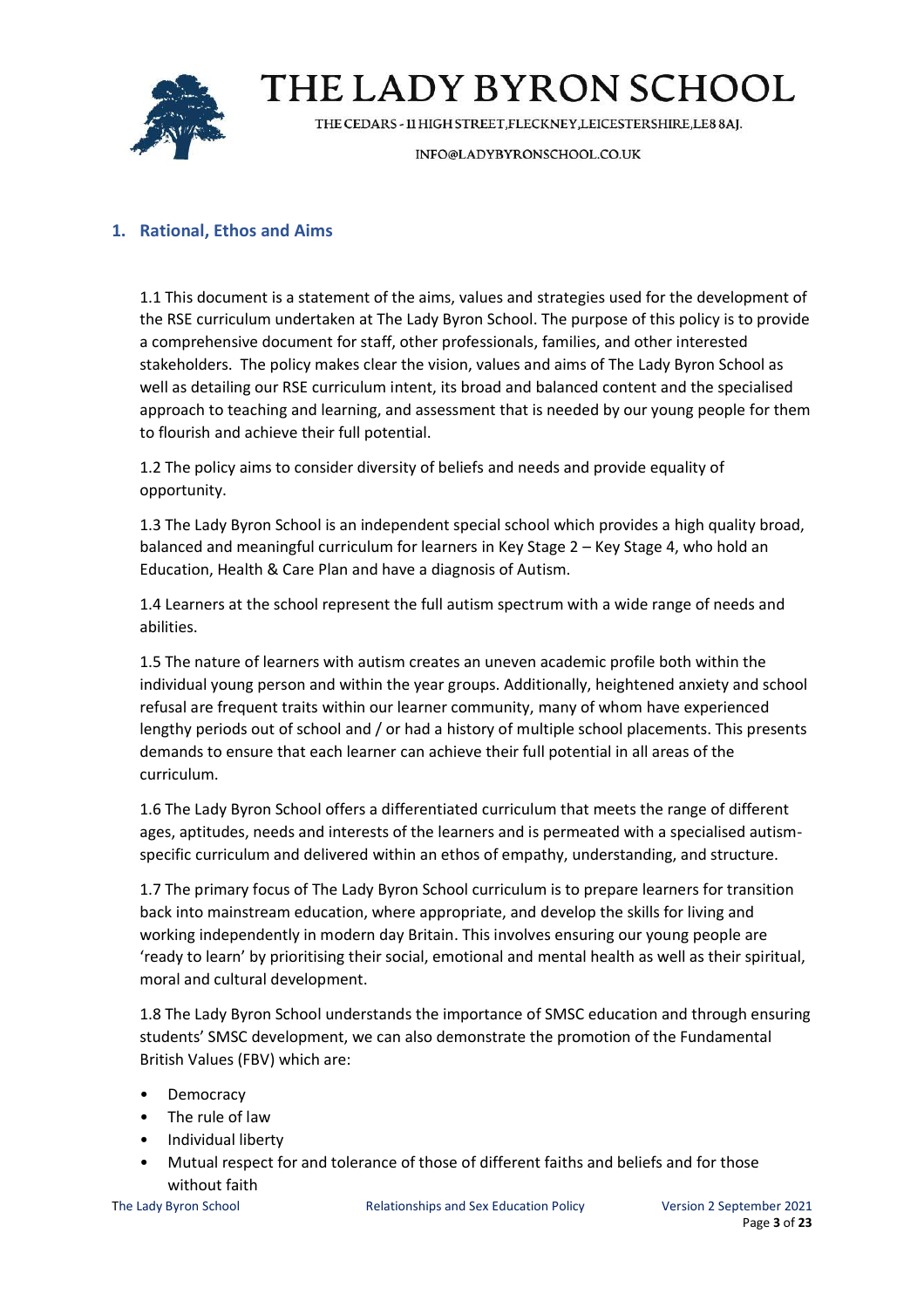## 1. Rational, Ethos and Aims

1.1 This document is a statement of the aims, values and strategies used for the development of the RSE curriculum undertaken at The Lady Byron School. The purpose of this policy is to provide a comprehensive document for staff, other professionals, families, and other interested stakeholders. The policy makes clear the vision, values and aims of The Lady Byron School as well as detailing our RSE curriculum intent, its broad and balanced content and the specialised approach to teaching and learning, and assessment that is needed by our young people for them to flourish and achieve their full potential.

1.2 The policy aims to consider diversity of beliefs and needs and provide equality of opportunity.

1.3 The Lady Byron School is an independent special school which provides a high quality broad, balanced and meaningful curriculum for learners in Key Stage 2 – Key Stage 4, who hold an Education, Health & Care Plan and have a diagnosis of Autism.

1.4 Learners at the school represent the full autism spectrum with a wide range of needs and abilities.

1.5 The nature of learners with autism creates an uneven academic profile both within the individual young person and within the year groups. Additionally, heightened anxiety and school refusal are frequent traits within our learner community, many of whom have experienced lengthy periods out of school and / or had a history of multiple school placements. This presents demands to ensure that each learner can achieve their full potential in all areas of the curriculum.

1.6 The Lady Byron School offers a differentiated curriculum that meets the range of different ages, aptitudes, needs and interests of the learners and is permeated with a specialised autism-specific curriculum and delivered within an ethos of empathy, understanding, and structure.

1.7 The primary focus of The Lady Byron School curriculum is to prepare learners for transition back into mainstream education, where appropriate, and develop the skills for living and working independently in modern day Britain. This involves ensuring our young people are 'ready to learn' by prioritising their social, emotional and mental health as well as their spiritual, moral and cultural development.

1.8 The Lady Byron School understands the importance of SMSC education and through ensuring students' SMSC development, we can also demonstrate the promotion of the Fundamental British Values (FBV) which are:

- Democracy
- The rule of law
- Individual liberty
- Mutual respect for and tolerance of those of different faiths and beliefs and for those without faith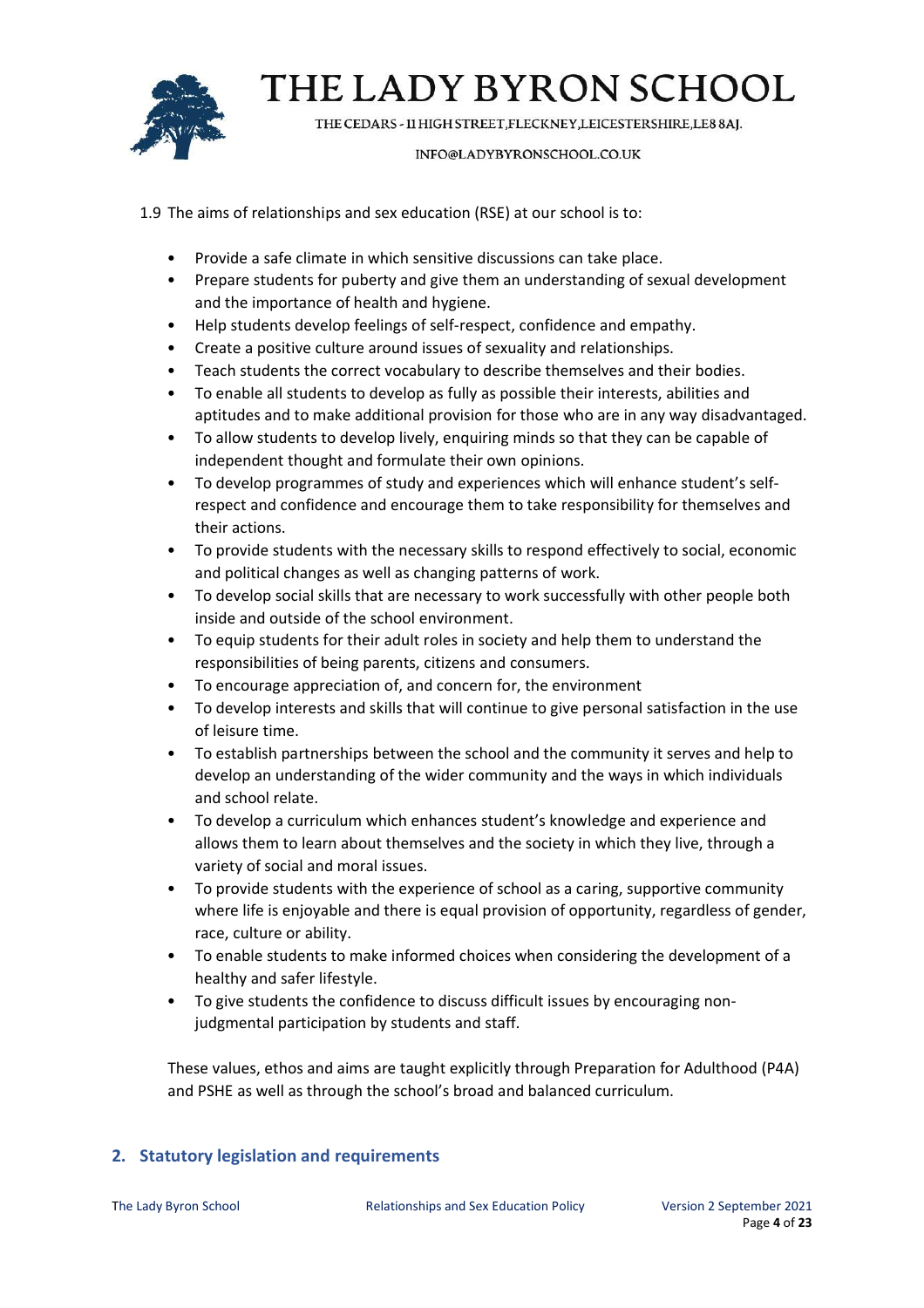1.9 The aims of relationships and sex education (RSE) at our school is to:

- Provide a safe climate in which sensitive discussions can take place.
- Prepare students for puberty and give them an understanding of sexual development and the importance of health and hygiene.
- Help students develop feelings of self-respect, confidence and empathy.
- Create a positive culture around issues of sexuality and relationships.
- Teach students the correct vocabulary to describe themselves and their bodies.
- To enable all students to develop as fully as possible their interests, abilities and aptitudes and to make additional provision for those who are in any way disadvantaged.
- To allow students to develop lively, enquiring minds so that they can be capable of independent thought and formulate their own opinions.
- To develop programmes of study and experiences which will enhance student's self-respect and confidence and encourage them to take responsibility for themselves and their actions.
- To provide students with the necessary skills to respond effectively to social, economic and political changes as well as changing patterns of work.
- To develop social skills that are necessary to work successfully with other people both inside and outside of the school environment.
- To equip students for their adult roles in society and help them to understand the responsibilities of being parents, citizens and consumers.
- To encourage appreciation of, and concern for, the environment
- To develop interests and skills that will continue to give personal satisfaction in the use of leisure time.
- To establish partnerships between the school and the community it serves and help to develop an understanding of the wider community and the ways in which individuals and school relate.
- To develop a curriculum which enhances student's knowledge and experience and allows them to learn about themselves and the society in which they live, through a variety of social and moral issues.
- To provide students with the experience of school as a caring, supportive community where life is enjoyable and there is equal provision of opportunity, regardless of gender, race, culture or ability.
- To enable students to make informed choices when considering the development of a healthy and safer lifestyle.
- To give students the confidence to discuss difficult issues by encouraging non-judgmental participation by students and staff.

These values, ethos and aims are taught explicitly through Preparation for Adulthood (P4A) and PSHE as well as through the school's broad and balanced curriculum.

## 2. Statutory legislation and requirements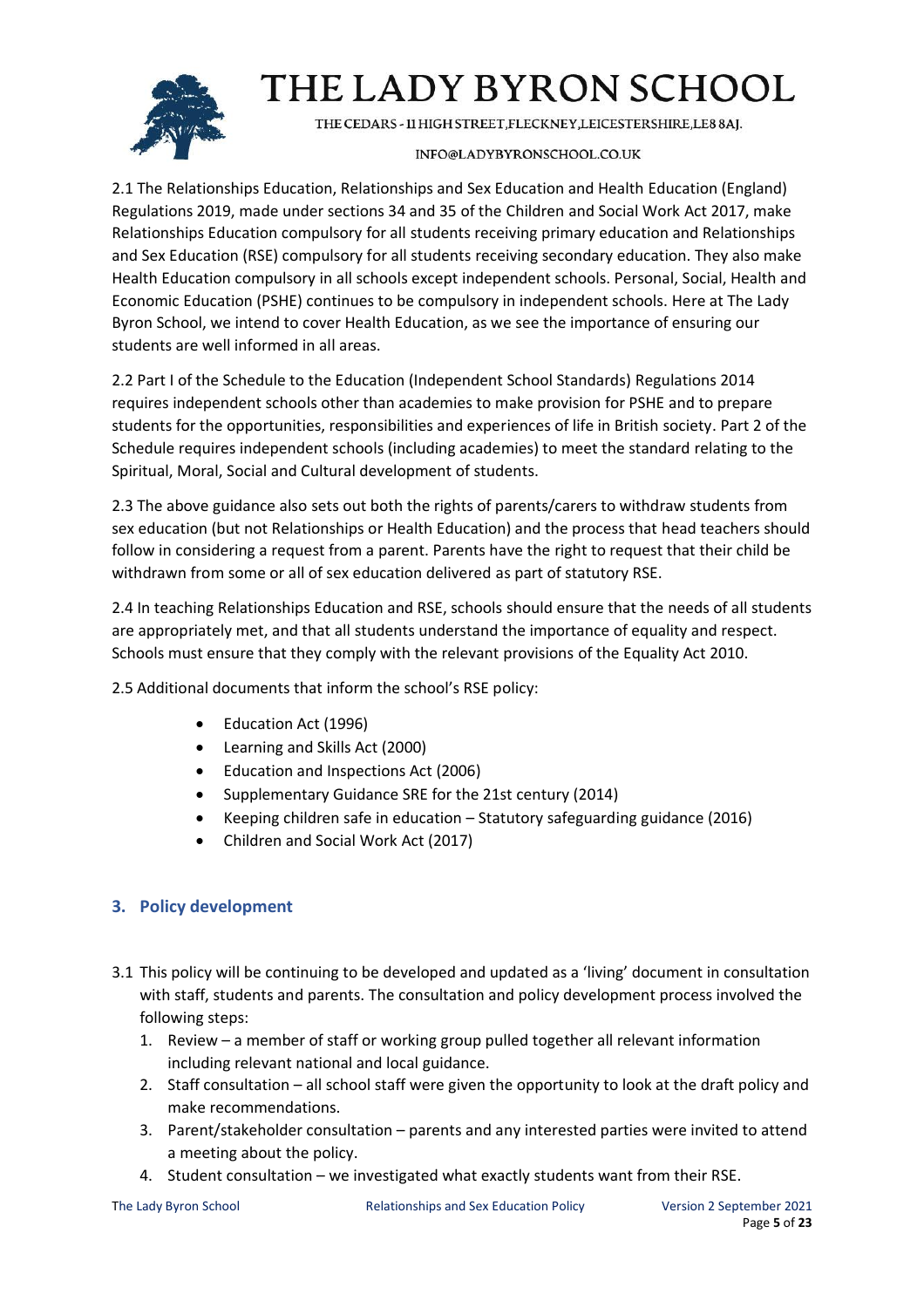2.1 The Relationships Education, Relationships and Sex Education and Health Education (England) Regulations 2019, made under sections 34 and 35 of the Children and Social Work Act 2017, make Relationships Education compulsory for all students receiving primary education and Relationships and Sex Education (RSE) compulsory for all students receiving secondary education. They also make Health Education compulsory in all schools except independent schools. Personal, Social, Health and Economic Education (PSHE) continues to be compulsory in independent schools. Here at The Lady Byron School, we intend to cover Health Education, as we see the importance of ensuring our students are well informed in all areas.

2.2 Part I of the Schedule to the Education (Independent School Standards) Regulations 2014 requires independent schools other than academies to make provision for PSHE and to prepare students for the opportunities, responsibilities and experiences of life in British society. Part 2 of the Schedule requires independent schools (including academies) to meet the standard relating to the Spiritual, Moral, Social and Cultural development of students.

2.3 The above guidance also sets out both the rights of parents/carers to withdraw students from sex education (but not Relationships or Health Education) and the process that head teachers should follow in considering a request from a parent. Parents have the right to request that their child be withdrawn from some or all of sex education delivered as part of statutory RSE.

2.4 In teaching Relationships Education and RSE, schools should ensure that the needs of all students are appropriately met, and that all students understand the importance of equality and respect. Schools must ensure that they comply with the relevant provisions of the Equality Act 2010.

2.5 Additional documents that inform the school's RSE policy:

- Education Act (1996)
- Learning and Skills Act (2000)
- Education and Inspections Act (2006)
- Supplementary Guidance SRE for the 21st century (2014)
- Keeping children safe in education – Statutory safeguarding guidance (2016)
- Children and Social Work Act (2017)

## 3. Policy development

3.1 This policy will be continuing to be developed and updated as a 'living' document in consultation with staff, students and parents. The consultation and policy development process involved the following steps:

1. Review – a member of staff or working group pulled together all relevant information including relevant national and local guidance.
2. Staff consultation – all school staff were given the opportunity to look at the draft policy and make recommendations.
3. Parent/stakeholder consultation – parents and any interested parties were invited to attend a meeting about the policy.
4. Student consultation – we investigated what exactly students want from their RSE.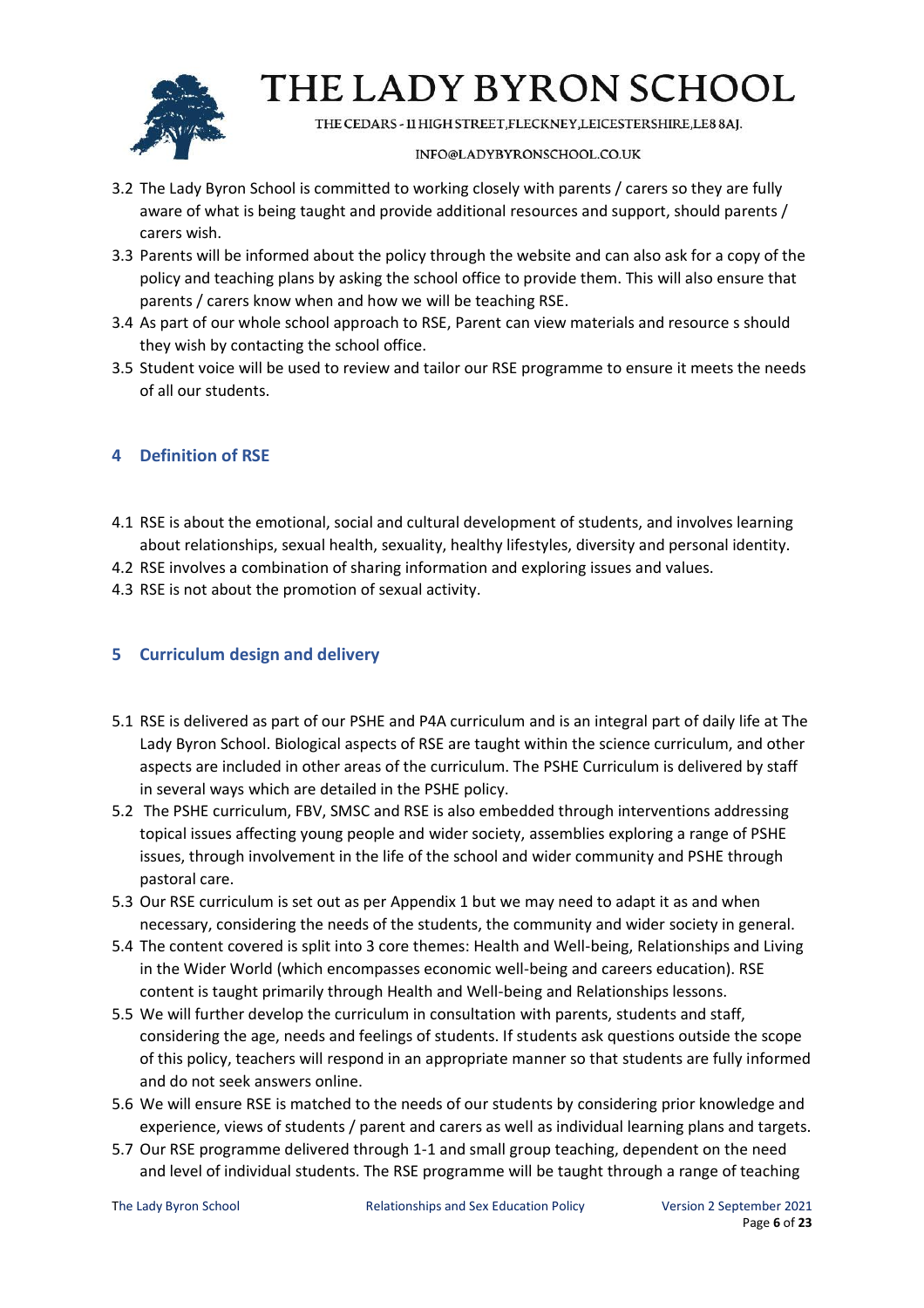3.2 The Lady Byron School is committed to working closely with parents / carers so they are fully aware of what is being taught and provide additional resources and support, should parents / carers wish.

3.3 Parents will be informed about the policy through the website and can also ask for a copy of the policy and teaching plans by asking the school office to provide them. This will also ensure that parents / carers know when and how we will be teaching RSE.

3.4 As part of our whole school approach to RSE, Parent can view materials and resource s should they wish by contacting the school office.

3.5 Student voice will be used to review and tailor our RSE programme to ensure it meets the needs of all our students.

## 4 Definition of RSE

4.1 RSE is about the emotional, social and cultural development of students, and involves learning about relationships, sexual health, sexuality, healthy lifestyles, diversity and personal identity.

4.2 RSE involves a combination of sharing information and exploring issues and values.

4.3 RSE is not about the promotion of sexual activity.

## 5 Curriculum design and delivery

5.1 RSE is delivered as part of our PSHE and P4A curriculum and is an integral part of daily life at The Lady Byron School. Biological aspects of RSE are taught within the science curriculum, and other aspects are included in other areas of the curriculum. The PSHE Curriculum is delivered by staff in several ways which are detailed in the PSHE policy.

5.2 The PSHE curriculum, FBV, SMSC and RSE is also embedded through interventions addressing topical issues affecting young people and wider society, assemblies exploring a range of PSHE issues, through involvement in the life of the school and wider community and PSHE through pastoral care.

5.3 Our RSE curriculum is set out as per Appendix 1 but we may need to adapt it as and when necessary, considering the needs of the students, the community and wider society in general.

5.4 The content covered is split into 3 core themes: Health and Well-being, Relationships and Living in the Wider World (which encompasses economic well-being and careers education). RSE content is taught primarily through Health and Well-being and Relationships lessons.

5.5 We will further develop the curriculum in consultation with parents, students and staff, considering the age, needs and feelings of students. If students ask questions outside the scope of this policy, teachers will respond in an appropriate manner so that students are fully informed and do not seek answers online.

5.6 We will ensure RSE is matched to the needs of our students by considering prior knowledge and experience, views of students / parent and carers as well as individual learning plans and targets.

5.7 Our RSE programme delivered through 1-1 and small group teaching, dependent on the need and level of individual students. The RSE programme will be taught through a range of teaching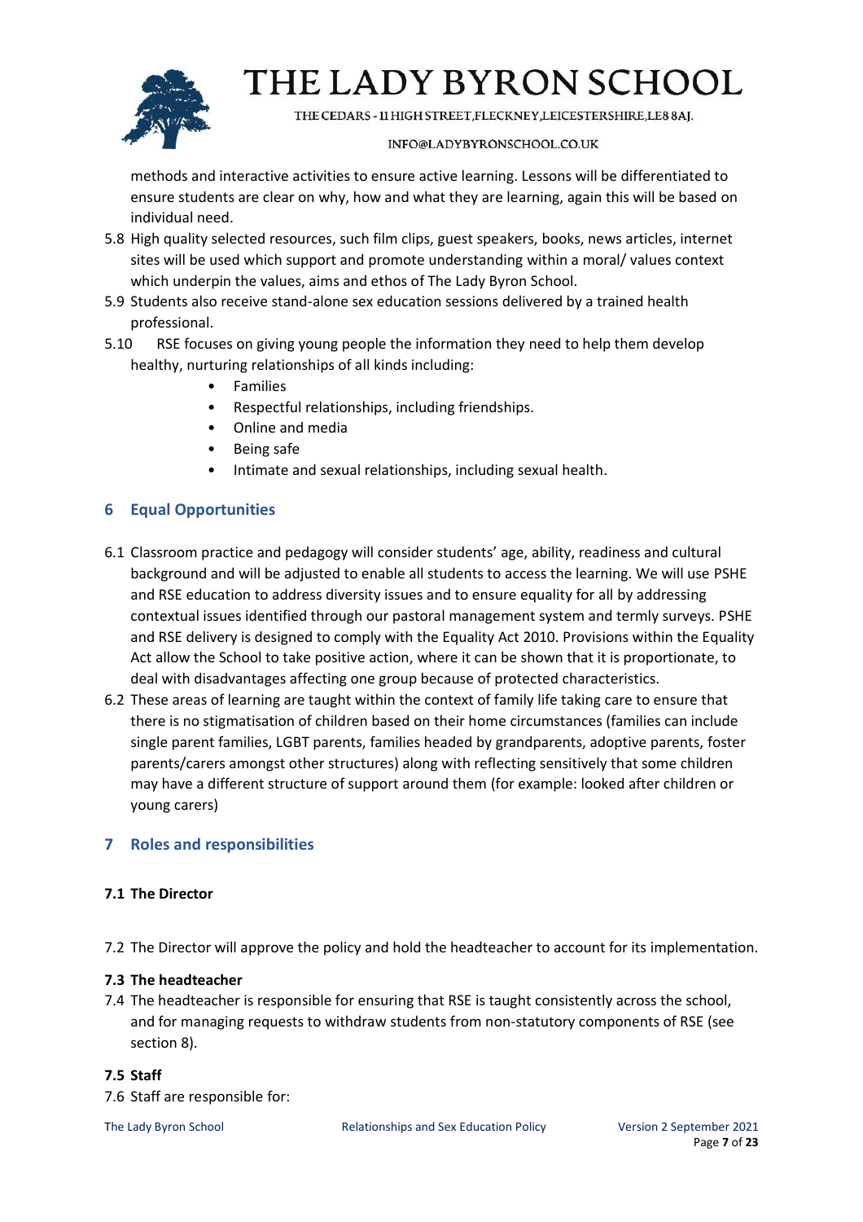methods and interactive activities to ensure active learning. Lessons will be differentiated to ensure students are clear on why, how and what they are learning, again this will be based on individual need.

5.8 High quality selected resources, such film clips, guest speakers, books, news articles, internet sites will be used which support and promote understanding within a moral/ values context which underpin the values, aims and ethos of The Lady Byron School.

5.9 Students also receive stand-alone sex education sessions delivered by a trained health professional.

5.10 RSE focuses on giving young people the information they need to help them develop healthy, nurturing relationships of all kinds including:

- Families
- Respectful relationships, including friendships.
- Online and media
- Being safe
- Intimate and sexual relationships, including sexual health.

## 6 Equal Opportunities

6.1 Classroom practice and pedagogy will consider students' age, ability, readiness and cultural background and will be adjusted to enable all students to access the learning. We will use PSHE and RSE education to address diversity issues and to ensure equality for all by addressing contextual issues identified through our pastoral management system and termly surveys. PSHE and RSE delivery is designed to comply with the Equality Act 2010. Provisions within the Equality Act allow the School to take positive action, where it can be shown that it is proportionate, to deal with disadvantages affecting one group because of protected characteristics.

6.2 These areas of learning are taught within the context of family life taking care to ensure that there is no stigmatisation of children based on their home circumstances (families can include single parent families, LGBT parents, families headed by grandparents, adoptive parents, foster parents/carers amongst other structures) along with reflecting sensitively that some children may have a different structure of support around them (for example: looked after children or young carers)

## 7 Roles and responsibilities

**7.1 The Director**

7.2 The Director will approve the policy and hold the headteacher to account for its implementation.

**7.3 The headteacher**

7.4 The headteacher is responsible for ensuring that RSE is taught consistently across the school, and for managing requests to withdraw students from non-statutory components of RSE (see section 8).

**7.5 Staff**

7.6 Staff are responsible for: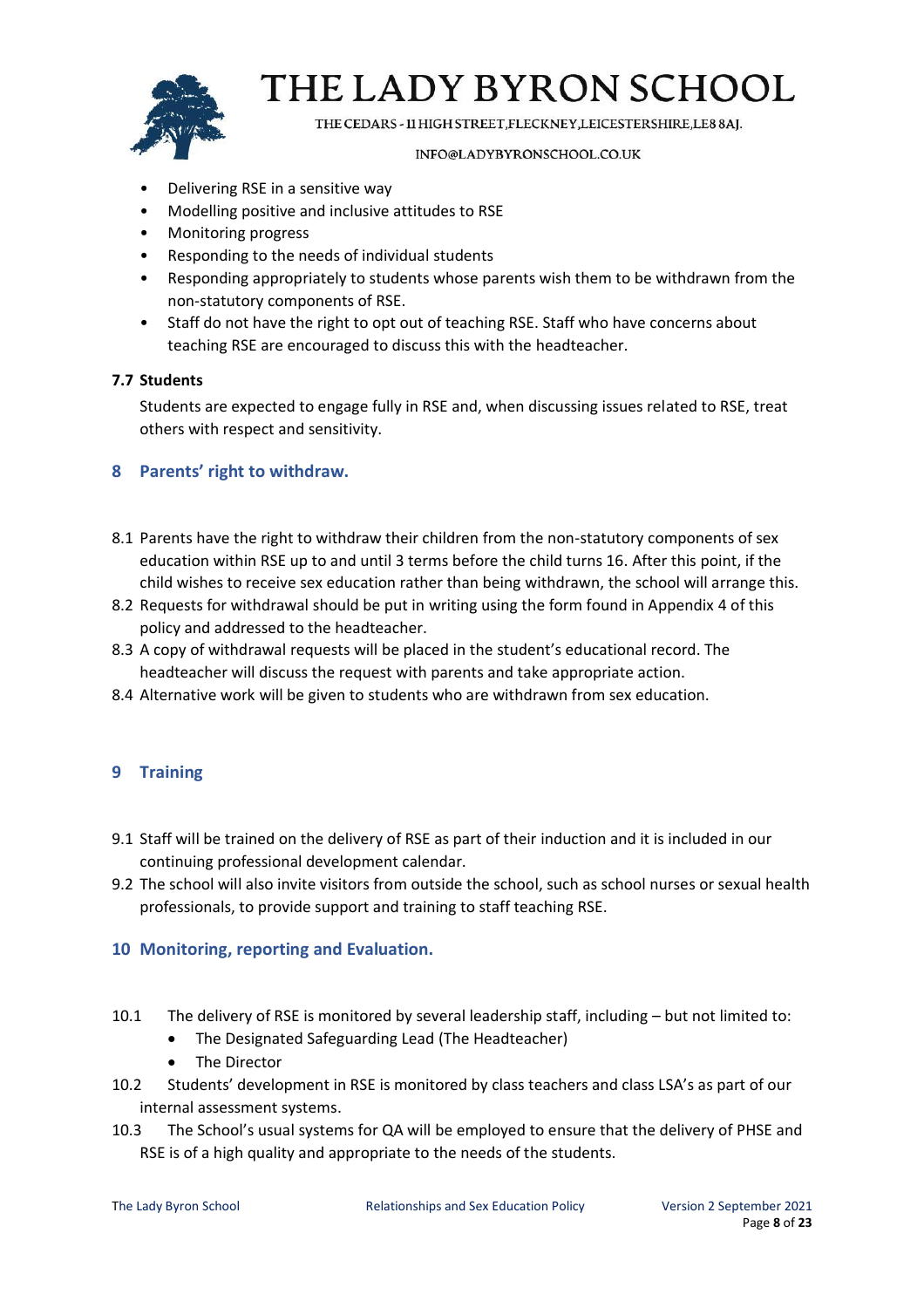- Delivering RSE in a sensitive way
- Modelling positive and inclusive attitudes to RSE
- Monitoring progress
- Responding to the needs of individual students
- Responding appropriately to students whose parents wish them to be withdrawn from the non-statutory components of RSE.
- Staff do not have the right to opt out of teaching RSE. Staff who have concerns about teaching RSE are encouraged to discuss this with the headteacher.

**7.7 Students**

Students are expected to engage fully in RSE and, when discussing issues related to RSE, treat others with respect and sensitivity.

## 8 Parents' right to withdraw.

8.1 Parents have the right to withdraw their children from the non-statutory components of sex education within RSE up to and until 3 terms before the child turns 16. After this point, if the child wishes to receive sex education rather than being withdrawn, the school will arrange this.

8.2 Requests for withdrawal should be put in writing using the form found in Appendix 4 of this policy and addressed to the headteacher.

8.3 A copy of withdrawal requests will be placed in the student's educational record. The headteacher will discuss the request with parents and take appropriate action.

8.4 Alternative work will be given to students who are withdrawn from sex education.

## 9 Training

9.1 Staff will be trained on the delivery of RSE as part of their induction and it is included in our continuing professional development calendar.

9.2 The school will also invite visitors from outside the school, such as school nurses or sexual health professionals, to provide support and training to staff teaching RSE.

## 10 Monitoring, reporting and Evaluation.

10.1 The delivery of RSE is monitored by several leadership staff, including – but not limited to:

- The Designated Safeguarding Lead (The Headteacher)
- The Director

10.2 Students' development in RSE is monitored by class teachers and class LSA's as part of our internal assessment systems.

10.3 The School's usual systems for QA will be employed to ensure that the delivery of PHSE and RSE is of a high quality and appropriate to the needs of the students.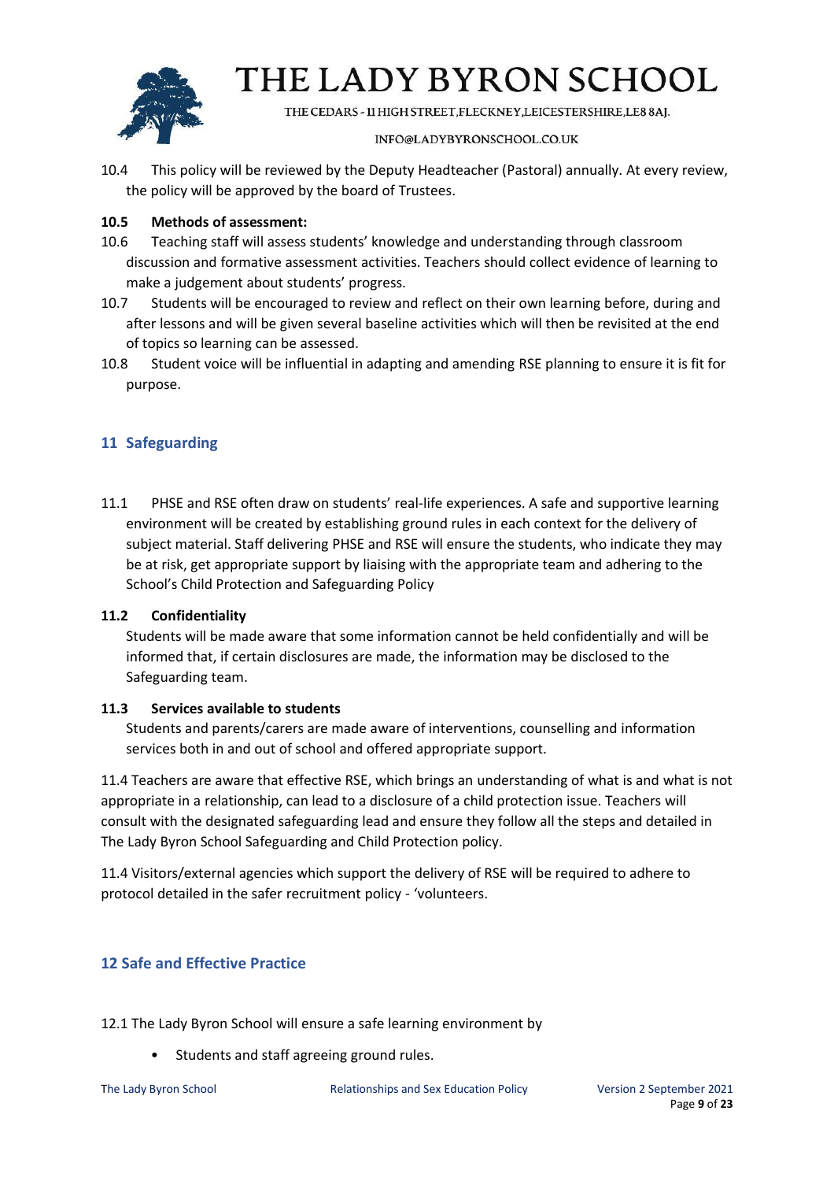10.4 This policy will be reviewed by the Deputy Headteacher (Pastoral) annually. At every review, the policy will be approved by the board of Trustees.

**10.5 Methods of assessment:**

10.6 Teaching staff will assess students' knowledge and understanding through classroom discussion and formative assessment activities. Teachers should collect evidence of learning to make a judgement about students' progress.

10.7 Students will be encouraged to review and reflect on their own learning before, during and after lessons and will be given several baseline activities which will then be revisited at the end of topics so learning can be assessed.

10.8 Student voice will be influential in adapting and amending RSE planning to ensure it is fit for purpose.

## 11 Safeguarding

11.1 PHSE and RSE often draw on students' real-life experiences. A safe and supportive learning environment will be created by establishing ground rules in each context for the delivery of subject material. Staff delivering PHSE and RSE will ensure the students, who indicate they may be at risk, get appropriate support by liaising with the appropriate team and adhering to the School's Child Protection and Safeguarding Policy

**11.2 Confidentiality**

Students will be made aware that some information cannot be held confidentially and will be informed that, if certain disclosures are made, the information may be disclosed to the Safeguarding team.

**11.3 Services available to students**

Students and parents/carers are made aware of interventions, counselling and information services both in and out of school and offered appropriate support.

11.4 Teachers are aware that effective RSE, which brings an understanding of what is and what is not appropriate in a relationship, can lead to a disclosure of a child protection issue. Teachers will consult with the designated safeguarding lead and ensure they follow all the steps and detailed in The Lady Byron School Safeguarding and Child Protection policy.

11.4 Visitors/external agencies which support the delivery of RSE will be required to adhere to protocol detailed in the safer recruitment policy - 'volunteers.

## 12 Safe and Effective Practice

12.1 The Lady Byron School will ensure a safe learning environment by

- Students and staff agreeing ground rules.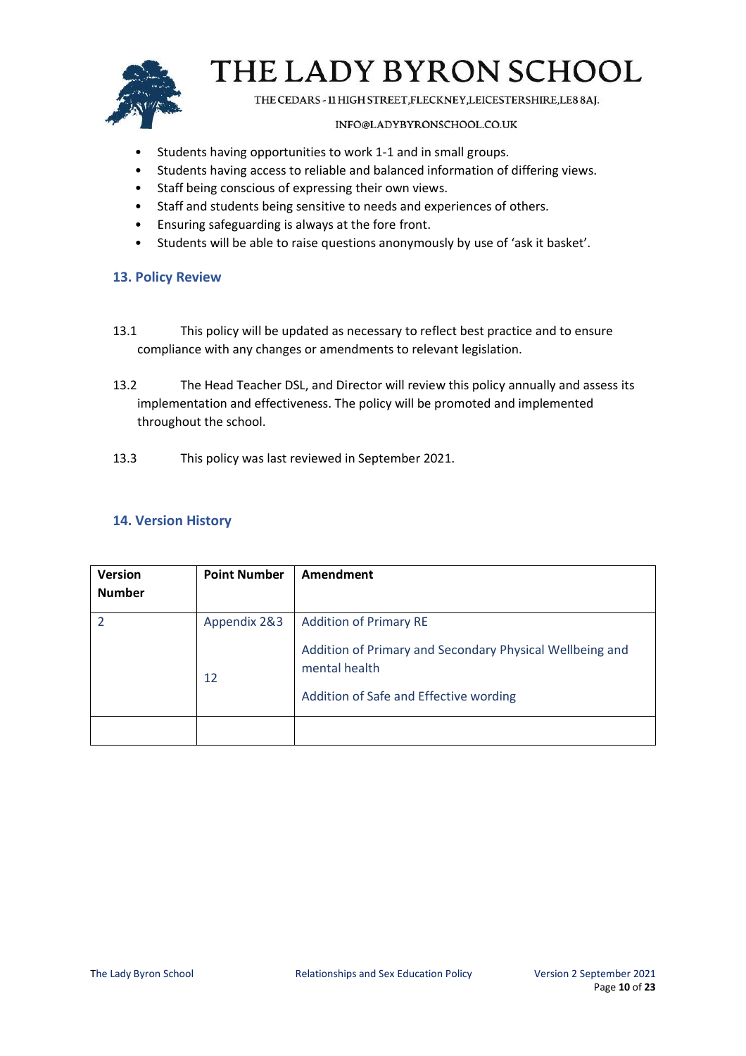- Students having opportunities to work 1-1 and in small groups.
- Students having access to reliable and balanced information of differing views.
- Staff being conscious of expressing their own views.
- Staff and students being sensitive to needs and experiences of others.
- Ensuring safeguarding is always at the fore front.
- Students will be able to raise questions anonymously by use of 'ask it basket'.

## 13. Policy Review

13.1 This policy will be updated as necessary to reflect best practice and to ensure compliance with any changes or amendments to relevant legislation.

13.2 The Head Teacher DSL, and Director will review this policy annually and assess its implementation and effectiveness. The policy will be promoted and implemented throughout the school.

13.3 This policy was last reviewed in September 2021.

## 14. Version History

| Version Number | Point Number | Amendment |
|---|---|---|
| 2 | Appendix 2&3<br><br>12 | Addition of Primary RE<br><br>Addition of Primary and Secondary Physical Wellbeing and mental health<br><br>Addition of Safe and Effective wording |
| | | |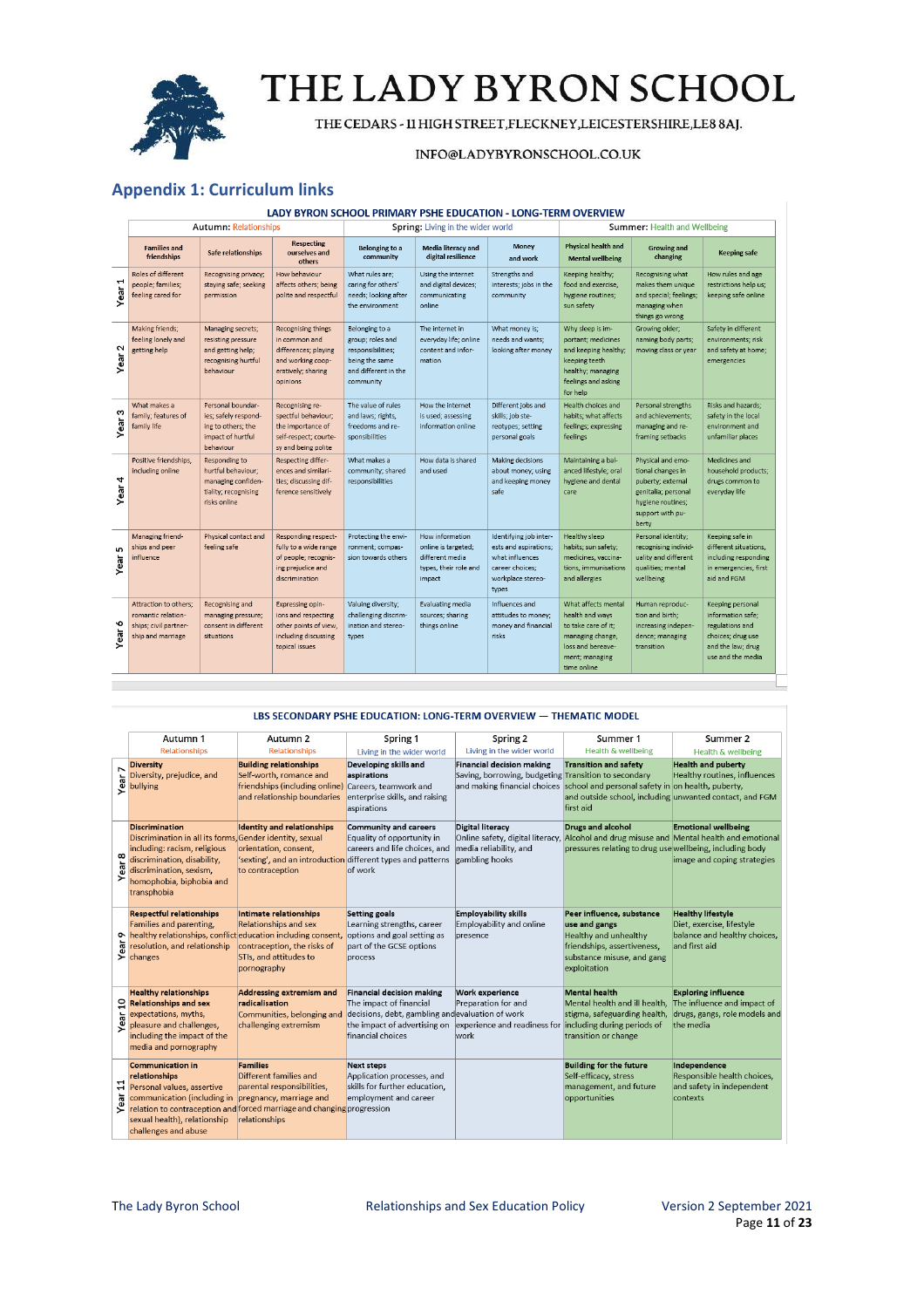# THE LADY BYRON SCHOOL

THE CEDARS - 11 HIGH STREET, FLECKNEY, LEICESTERSHIRE, LE8 8AJ.

INFO@LADYBYRONSCHOOL.CO.UK

## Appendix 1: Curriculum links

**LADY BYRON SCHOOL PRIMARY PSHE EDUCATION - LONG-TERM OVERVIEW**

| | Autumn: Relationships | | | Spring: Living in the wider world | | | Summer: Health and Wellbeing | | |
|---|---|---|---|---|---|---|---|---|---|
| | Families and friendships | Safe relationships | Respecting ourselves and others | Belonging to a community | Media literacy and digital resilience | Money and work | Physical health and Mental wellbeing | Growing and changing | Keeping safe |
| Year 1 | Roles of different people; families; feeling cared for | Recognising privacy; staying safe; seeking permission | How behaviour affects others; being polite and respectful | What rules are; caring for others' needs; looking after the environment | Using the internet and digital devices; communicating online | Strengths and interests; jobs in the community | Keeping healthy; food and exercise, hygiene routines; sun safety | Recognising what makes them unique and special; feelings; managing when things go wrong | How rules and age restrictions help us; keeping safe online |
| Year 2 | Making friends; feeling lonely and getting help | Managing secrets; resisting pressure and getting help; recognising hurtful behaviour | Recognising things in common and differences; playing and working cooperatively; sharing opinions | Belonging to a group; roles and responsibilities; being the same and different in the community | The internet in everyday life; online content and information | What money is; needs and wants; looking after money | Why sleep is important; medicines and keeping healthy; keeping teeth healthy; managing feelings and asking for help | Growing older; naming body parts; moving class or year | Safety in different environments; risk and safety at home; emergencies |
| Year 3 | What makes a family; features of family life | Personal boundaries; safely responding to others; the impact of hurtful behaviour | Recognising respectful behaviour; the importance of self-respect; courtesy and being polite | The value of rules and laws; rights, freedoms and responsibilities | How the internet is used; assessing information online | Different jobs and skills; job stereotypes; setting personal goals | Health choices and habits; what affects feelings; expressing feelings | Personal strengths and achievements; managing and reframing setbacks | Risks and hazards; safety in the local environment and unfamiliar places |
| Year 4 | Positive friendships, including online | Responding to hurtful behaviour; managing confidentiality; recognising risks online | Respecting differences and similarities; discussing difference sensitively | What makes a community; shared responsibilities | How data is shared and used | Making decisions about money; using and keeping money safe | Maintaining a balanced lifestyle; oral hygiene and dental care | Physical and emotional changes in puberty; external genitalia; personal hygiene routines; support with puberty | Medicines and household products; drugs common to everyday life |
| Year 5 | Managing friendships and peer influence | Physical contact and feeling safe | Responding respectfully to a wide range of people; recognising prejudice and discrimination | Protecting the environment; compassion towards others | How information online is targeted; different media types, their role and impact | Identifying job interests and aspirations; what influences career choices; workplace stereotypes | Healthy sleep habits; sun safety; medicines, vaccinations, immunisations and allergies | Personal identity; recognising individuality and different qualities; mental wellbeing | Keeping safe in different situations, including responding in emergencies, first aid and FGM |
| Year 6 | Attraction to others; romantic relationships; civil partnership and marriage | Recognising and managing pressure; consent in different situations | Expressing opinions and respecting other points of view, including discussing topical issues | Valuing diversity; challenging discrimination and stereotypes | Evaluating media sources; sharing things online | Influences and attitudes to money; money and financial risks | What affects mental health and ways to take care of it; managing change, loss and bereavement; managing time online | Human reproduction and birth; increasing independence; managing transition | Keeping personal information safe; regulations and choices; drug use and the law; drug use and the media |

**LBS SECONDARY PSHE EDUCATION: LONG-TERM OVERVIEW — THEMATIC MODEL**

| | Autumn 1 Relationships | Autumn 2 Relationships | Spring 1 Living in the wider world | Spring 2 Living in the wider world | Summer 1 Health & wellbeing | Summer 2 Health & wellbeing |
|---|---|---|---|---|---|---|
| Year 7 | **Diversity** Diversity, prejudice, and bullying | **Building relationships** Self-worth, romance and friendships (including online) and relationship boundaries | **Developing skills and aspirations** Careers, teamwork and enterprise skills, and raising aspirations | **Financial decision making** Saving, borrowing, budgeting and making financial choices | **Transition and safety** Transition to secondary school and personal safety in and outside school, including first aid | **Health and puberty** Healthy routines, influences on health, puberty, unwanted contact, and FGM |
| Year 8 | **Discrimination** Discrimination in all its forms, including: racism, religious discrimination, disability, discrimination, sexism, homophobia, biphobia and transphobia | **Identity and relationships** Gender identity, sexual orientation, consent, 'sexting', and an introduction to contraception | **Community and careers** Equality of opportunity in careers and life choices, and different types and patterns of work | **Digital literacy** Online safety, digital literacy, media reliability, and gambling hooks | **Drugs and alcohol** Alcohol and drug misuse and pressures relating to drug use | **Emotional wellbeing** Mental health and emotional wellbeing, including body image and coping strategies |
| Year 9 | **Respectful relationships** Families and parenting, healthy relationships, conflict resolution, and relationship changes | **Intimate relationships** Relationships and sex education including consent, contraception, the risks of STIs, and attitudes to pornography | **Setting goals** Learning strengths, career options and goal setting as part of the GCSE options process | **Employability skills** Employability and online presence | **Peer influence, substance use and gangs** Healthy and unhealthy friendships, assertiveness, substance misuse, and gang exploitation | **Healthy lifestyle** Diet, exercise, lifestyle balance and healthy choices, and first aid |
| Year 10 | **Healthy relationships** **Relationships and sex** expectations, myths, pleasure and challenges, including the impact of the media and pornography | **Addressing extremism and radicalisation** Communities, belonging and challenging extremism | **Financial decision making** The impact of financial decisions, debt, gambling and the impact of advertising on financial choices | **Work experience** Preparation for and evaluation of work experience and readiness for work | **Mental health** Mental health and ill health, stigma, safeguarding health, including during periods of transition or change | **Exploring influence** The influence and impact of drugs, gangs, role models and the media |
| Year 11 | **Communication in relationships** Personal values, assertive communication (including in relation to contraception and sexual health), relationship challenges and abuse | **Families** Different families and parental responsibilities, pregnancy, marriage and forced marriage and changing relationships | **Next steps** Application processes, and skills for further education, employment and career progression | | **Building for the future** Self-efficacy, stress management, and future opportunities | **Independence** Responsible health choices, and safety in independent contexts |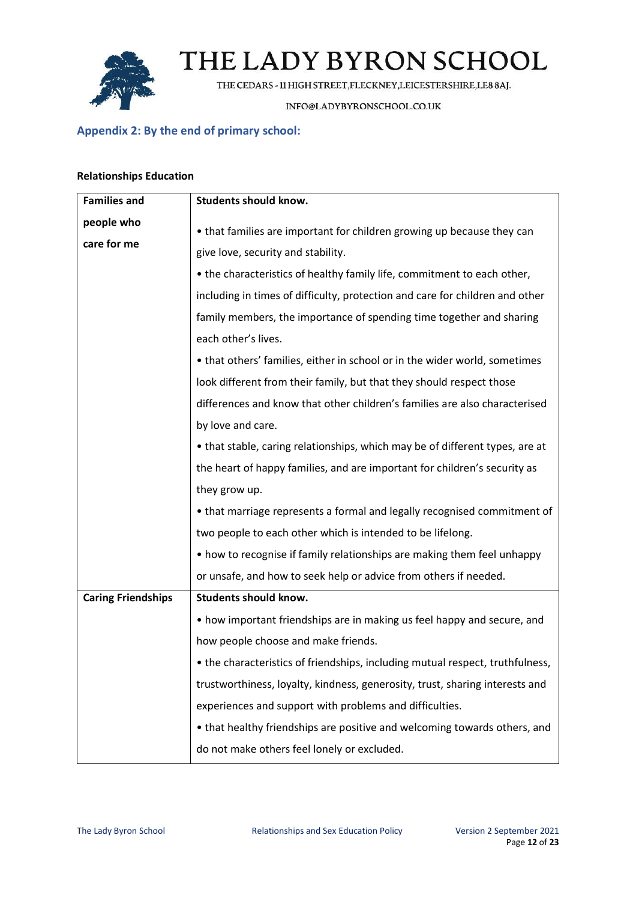## Appendix 2: By the end of primary school:

**Relationships Education**

| Families and people who care for me | **Students should know.** • that families are important for children growing up because they can give love, security and stability. • the characteristics of healthy family life, commitment to each other, including in times of difficulty, protection and care for children and other family members, the importance of spending time together and sharing each other's lives. • that others' families, either in school or in the wider world, sometimes look different from their family, but that they should respect those differences and know that other children's families are also characterised by love and care. • that stable, caring relationships, which may be of different types, are at the heart of happy families, and are important for children's security as they grow up. • that marriage represents a formal and legally recognised commitment of two people to each other which is intended to be lifelong. • how to recognise if family relationships are making them feel unhappy or unsafe, and how to seek help or advice from others if needed. |
|---|---|
| **Caring Friendships** | **Students should know.** • how important friendships are in making us feel happy and secure, and how people choose and make friends. • the characteristics of friendships, including mutual respect, truthfulness, trustworthiness, loyalty, kindness, generosity, trust, sharing interests and experiences and support with problems and difficulties. • that healthy friendships are positive and welcoming towards others, and do not make others feel lonely or excluded. |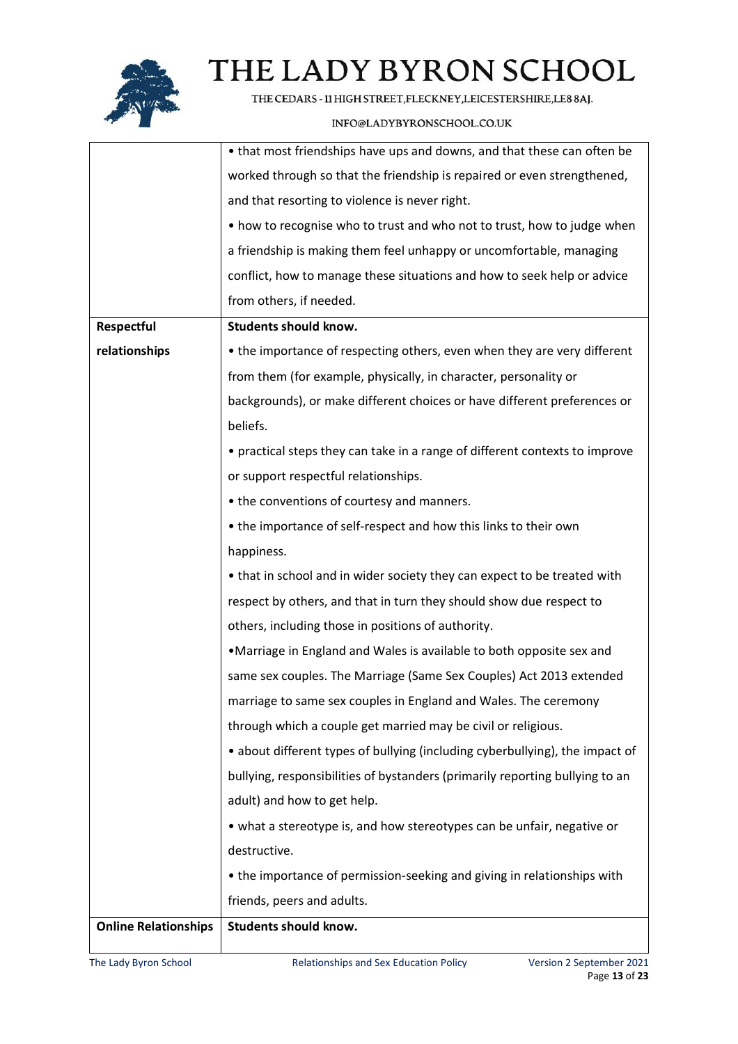| | |
|---|---|
| | • that most friendships have ups and downs, and that these can often be worked through so that the friendship is repaired or even strengthened, and that resorting to violence is never right.<br>• how to recognise who to trust and who not to trust, how to judge when a friendship is making them feel unhappy or uncomfortable, managing conflict, how to manage these situations and how to seek help or advice from others, if needed. |
| **Respectful relationships** | **Students should know.**<br>• the importance of respecting others, even when they are very different from them (for example, physically, in character, personality or backgrounds), or make different choices or have different preferences or beliefs.<br>• practical steps they can take in a range of different contexts to improve or support respectful relationships.<br>• the conventions of courtesy and manners.<br>• the importance of self-respect and how this links to their own happiness.<br>• that in school and in wider society they can expect to be treated with respect by others, and that in turn they should show due respect to others, including those in positions of authority.<br>•Marriage in England and Wales is available to both opposite sex and same sex couples. The Marriage (Same Sex Couples) Act 2013 extended marriage to same sex couples in England and Wales. The ceremony through which a couple get married may be civil or religious.<br>• about different types of bullying (including cyberbullying), the impact of bullying, responsibilities of bystanders (primarily reporting bullying to an adult) and how to get help.<br>• what a stereotype is, and how stereotypes can be unfair, negative or destructive.<br>• the importance of permission-seeking and giving in relationships with friends, peers and adults. |
| **Online Relationships** | **Students should know.** |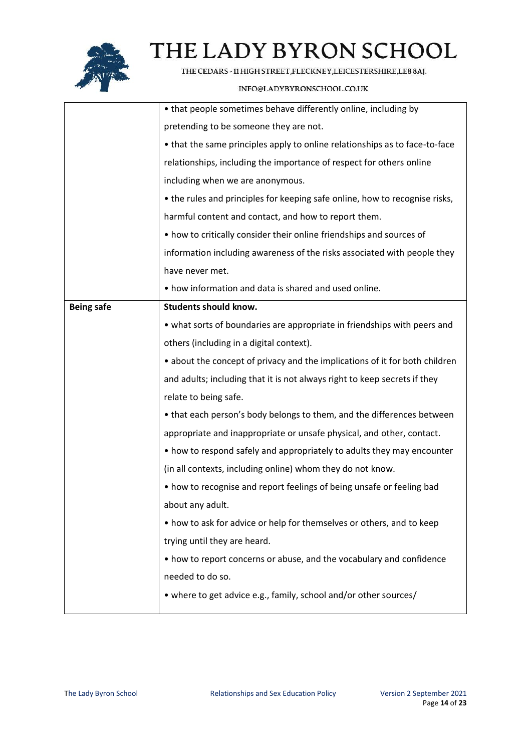| | |
|---|---|
| | • that people sometimes behave differently online, including by pretending to be someone they are not.<br>• that the same principles apply to online relationships as to face-to-face relationships, including the importance of respect for others online including when we are anonymous.<br>• the rules and principles for keeping safe online, how to recognise risks, harmful content and contact, and how to report them.<br>• how to critically consider their online friendships and sources of information including awareness of the risks associated with people they have never met.<br>• how information and data is shared and used online. |
| **Being safe** | **Students should know.**<br>• what sorts of boundaries are appropriate in friendships with peers and others (including in a digital context).<br>• about the concept of privacy and the implications of it for both children and adults; including that it is not always right to keep secrets if they relate to being safe.<br>• that each person's body belongs to them, and the differences between appropriate and inappropriate or unsafe physical, and other, contact.<br>• how to respond safely and appropriately to adults they may encounter (in all contexts, including online) whom they do not know.<br>• how to recognise and report feelings of being unsafe or feeling bad about any adult.<br>• how to ask for advice or help for themselves or others, and to keep trying until they are heard.<br>• how to report concerns or abuse, and the vocabulary and confidence needed to do so.<br>• where to get advice e.g., family, school and/or other sources/ |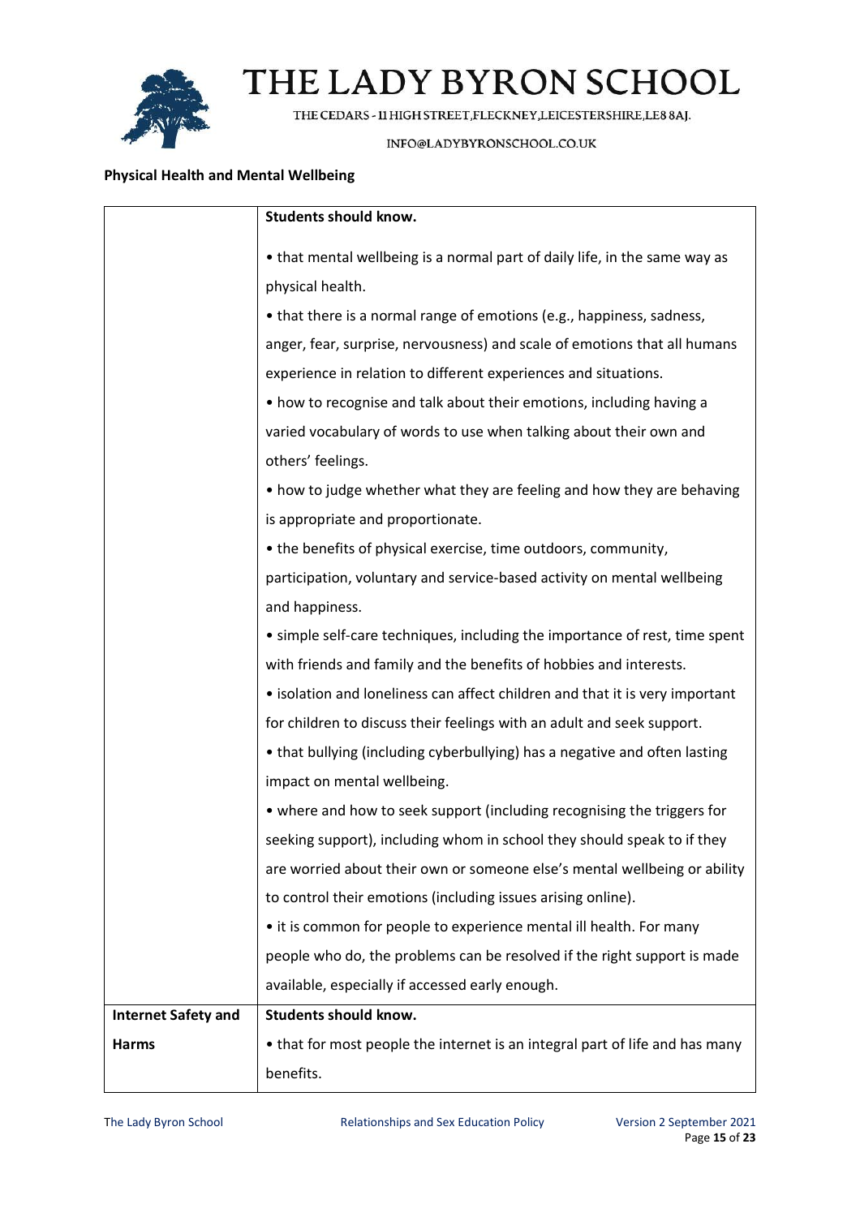**Physical Health and Mental Wellbeing**

| | Students should know. |
|---|---|
| | **Students should know.**<br><br>• that mental wellbeing is a normal part of daily life, in the same way as physical health.<br>• that there is a normal range of emotions (e.g., happiness, sadness, anger, fear, surprise, nervousness) and scale of emotions that all humans experience in relation to different experiences and situations.<br>• how to recognise and talk about their emotions, including having a varied vocabulary of words to use when talking about their own and others' feelings.<br>• how to judge whether what they are feeling and how they are behaving is appropriate and proportionate.<br>• the benefits of physical exercise, time outdoors, community, participation, voluntary and service-based activity on mental wellbeing and happiness.<br>• simple self-care techniques, including the importance of rest, time spent with friends and family and the benefits of hobbies and interests.<br>• isolation and loneliness can affect children and that it is very important for children to discuss their feelings with an adult and seek support.<br>• that bullying (including cyberbullying) has a negative and often lasting impact on mental wellbeing.<br>• where and how to seek support (including recognising the triggers for seeking support), including whom in school they should speak to if they are worried about their own or someone else's mental wellbeing or ability to control their emotions (including issues arising online).<br>• it is common for people to experience mental ill health. For many people who do, the problems can be resolved if the right support is made available, especially if accessed early enough. |
| **Internet Safety and Harms** | **Students should know.**<br>• that for most people the internet is an integral part of life and has many benefits. |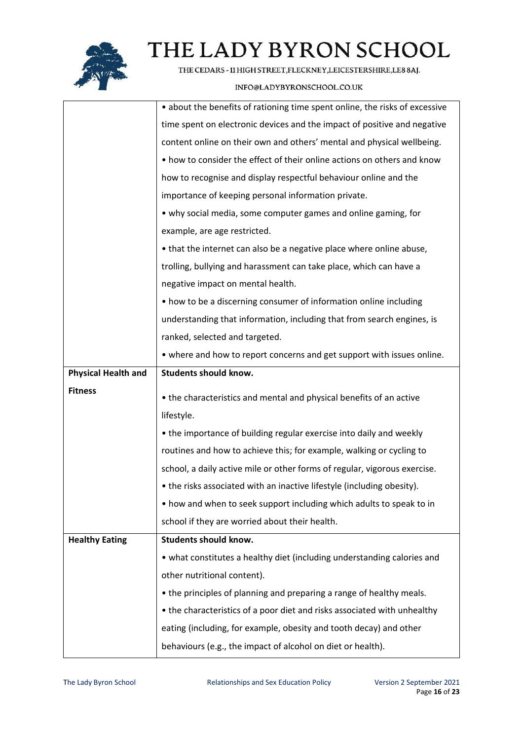| | |
|---|---|
| | • about the benefits of rationing time spent online, the risks of excessive time spent on electronic devices and the impact of positive and negative content online on their own and others' mental and physical wellbeing.<br>• how to consider the effect of their online actions on others and know how to recognise and display respectful behaviour online and the importance of keeping personal information private.<br>• why social media, some computer games and online gaming, for example, are age restricted.<br>• that the internet can also be a negative place where online abuse, trolling, bullying and harassment can take place, which can have a negative impact on mental health.<br>• how to be a discerning consumer of information online including understanding that information, including that from search engines, is ranked, selected and targeted.<br>• where and how to report concerns and get support with issues online. |
| **Physical Health and Fitness** | **Students should know.**<br>• the characteristics and mental and physical benefits of an active lifestyle.<br>• the importance of building regular exercise into daily and weekly routines and how to achieve this; for example, walking or cycling to school, a daily active mile or other forms of regular, vigorous exercise.<br>• the risks associated with an inactive lifestyle (including obesity).<br>• how and when to seek support including which adults to speak to in school if they are worried about their health. |
| **Healthy Eating** | **Students should know.**<br>• what constitutes a healthy diet (including understanding calories and other nutritional content).<br>• the principles of planning and preparing a range of healthy meals.<br>• the characteristics of a poor diet and risks associated with unhealthy eating (including, for example, obesity and tooth decay) and other behaviours (e.g., the impact of alcohol on diet or health). |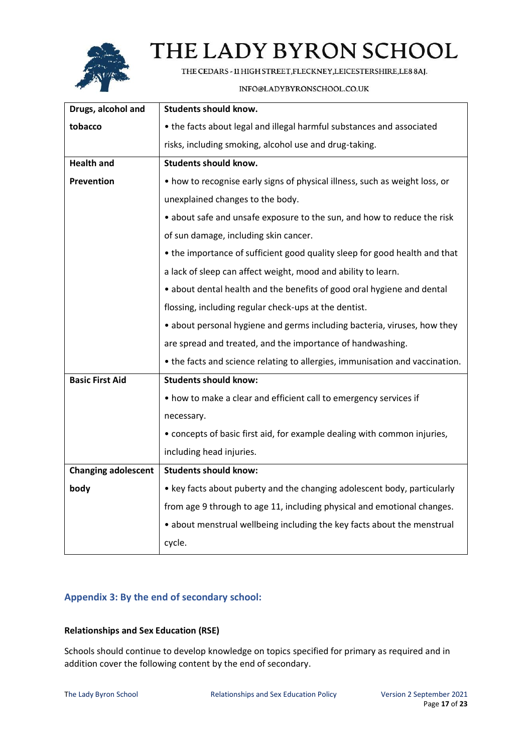| Drugs, alcohol and tobacco | **Students should know.**<br>• the facts about legal and illegal harmful substances and associated risks, including smoking, alcohol use and drug-taking. |
|---|---|
| **Health and Prevention** | **Students should know.**<br>• how to recognise early signs of physical illness, such as weight loss, or unexplained changes to the body.<br>• about safe and unsafe exposure to the sun, and how to reduce the risk of sun damage, including skin cancer.<br>• the importance of sufficient good quality sleep for good health and that a lack of sleep can affect weight, mood and ability to learn.<br>• about dental health and the benefits of good oral hygiene and dental flossing, including regular check-ups at the dentist.<br>• about personal hygiene and germs including bacteria, viruses, how they are spread and treated, and the importance of handwashing.<br>• the facts and science relating to allergies, immunisation and vaccination. |
| **Basic First Aid** | **Students should know:**<br>• how to make a clear and efficient call to emergency services if necessary.<br>• concepts of basic first aid, for example dealing with common injuries, including head injuries. |
| **Changing adolescent body** | **Students should know:**<br>• key facts about puberty and the changing adolescent body, particularly from age 9 through to age 11, including physical and emotional changes.<br>• about menstrual wellbeing including the key facts about the menstrual cycle. |

## Appendix 3: By the end of secondary school:

### Relationships and Sex Education (RSE)

Schools should continue to develop knowledge on topics specified for primary as required and in addition cover the following content by the end of secondary.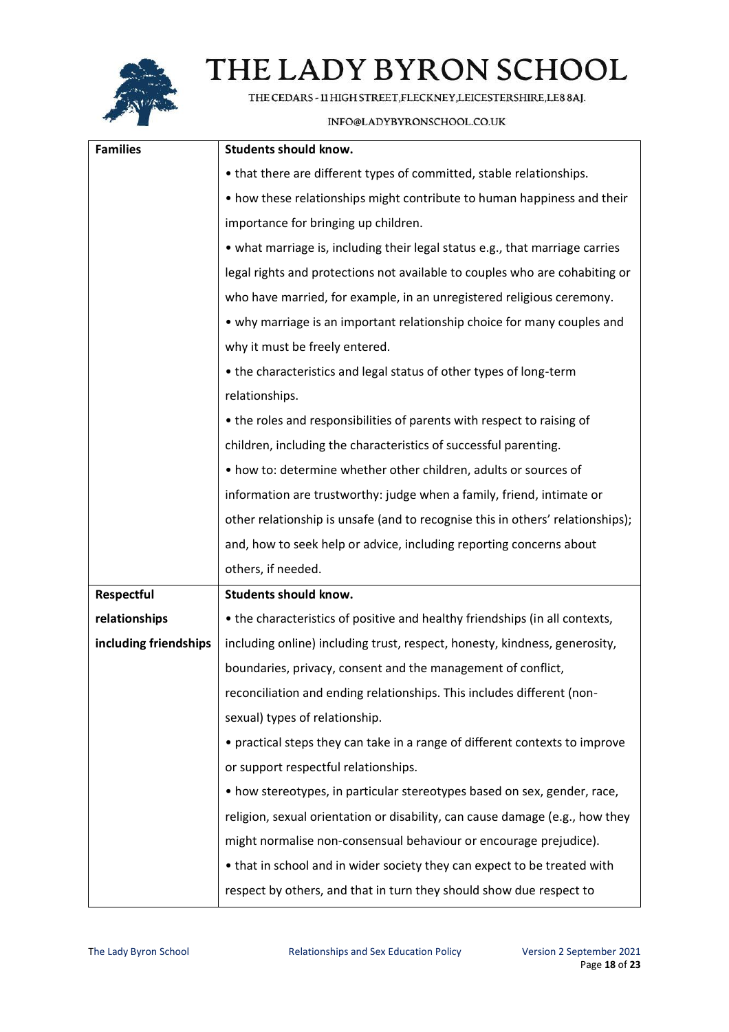| Families | **Students should know.** • that there are different types of committed, stable relationships. • how these relationships might contribute to human happiness and their importance for bringing up children. • what marriage is, including their legal status e.g., that marriage carries legal rights and protections not available to couples who are cohabiting or who have married, for example, in an unregistered religious ceremony. • why marriage is an important relationship choice for many couples and why it must be freely entered. • the characteristics and legal status of other types of long-term relationships. • the roles and responsibilities of parents with respect to raising of children, including the characteristics of successful parenting. • how to: determine whether other children, adults or sources of information are trustworthy: judge when a family, friend, intimate or other relationship is unsafe (and to recognise this in others' relationships); and, how to seek help or advice, including reporting concerns about others, if needed. |
|---|---|
| **Respectful relationships including friendships** | **Students should know.** • the characteristics of positive and healthy friendships (in all contexts, including online) including trust, respect, honesty, kindness, generosity, boundaries, privacy, consent and the management of conflict, reconciliation and ending relationships. This includes different (non-sexual) types of relationship. • practical steps they can take in a range of different contexts to improve or support respectful relationships. • how stereotypes, in particular stereotypes based on sex, gender, race, religion, sexual orientation or disability, can cause damage (e.g., how they might normalise non-consensual behaviour or encourage prejudice). • that in school and in wider society they can expect to be treated with respect by others, and that in turn they should show due respect to |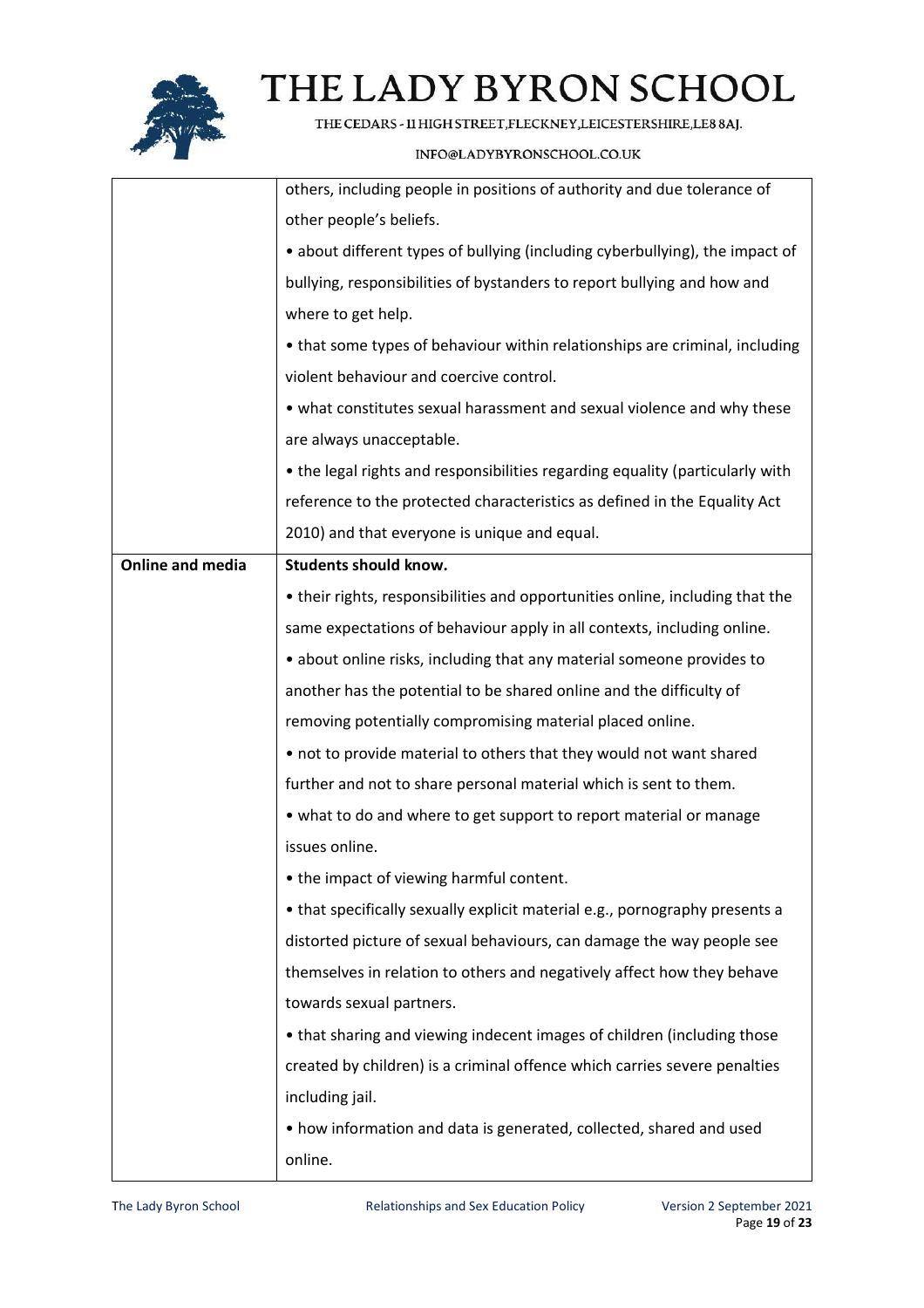| | |
|---|---|
| | others, including people in positions of authority and due tolerance of other people's beliefs.<br>• about different types of bullying (including cyberbullying), the impact of bullying, responsibilities of bystanders to report bullying and how and where to get help.<br>• that some types of behaviour within relationships are criminal, including violent behaviour and coercive control.<br>• what constitutes sexual harassment and sexual violence and why these are always unacceptable.<br>• the legal rights and responsibilities regarding equality (particularly with reference to the protected characteristics as defined in the Equality Act 2010) and that everyone is unique and equal. |
| **Online and media** | **Students should know.**<br>• their rights, responsibilities and opportunities online, including that the same expectations of behaviour apply in all contexts, including online.<br>• about online risks, including that any material someone provides to another has the potential to be shared online and the difficulty of removing potentially compromising material placed online.<br>• not to provide material to others that they would not want shared further and not to share personal material which is sent to them.<br>• what to do and where to get support to report material or manage issues online.<br>• the impact of viewing harmful content.<br>• that specifically sexually explicit material e.g., pornography presents a distorted picture of sexual behaviours, can damage the way people see themselves in relation to others and negatively affect how they behave towards sexual partners.<br>• that sharing and viewing indecent images of children (including those created by children) is a criminal offence which carries severe penalties including jail.<br>• how information and data is generated, collected, shared and used online. |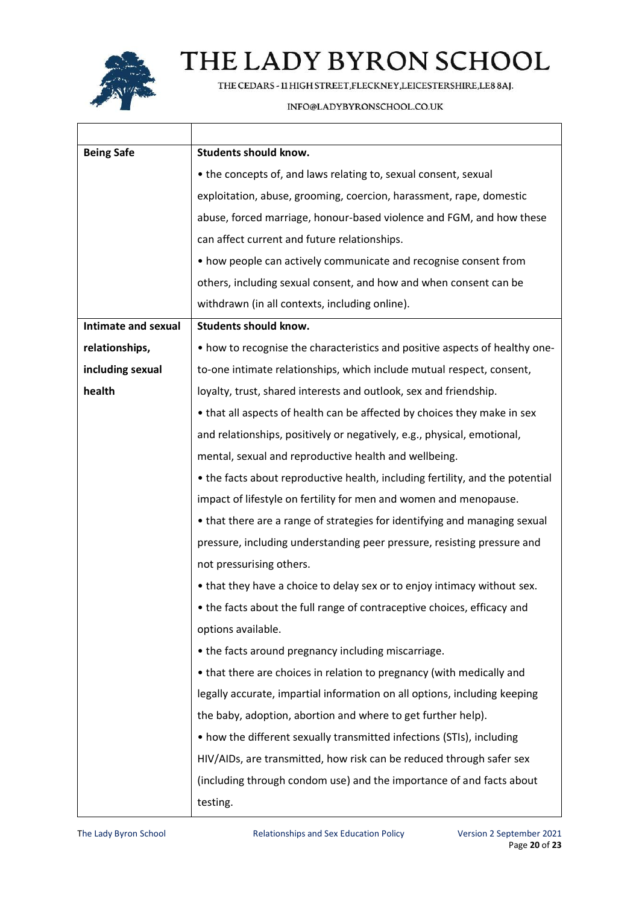| | |
|---|---|
| **Being Safe** | **Students should know.**<br>• the concepts of, and laws relating to, sexual consent, sexual exploitation, abuse, grooming, coercion, harassment, rape, domestic abuse, forced marriage, honour-based violence and FGM, and how these can affect current and future relationships.<br>• how people can actively communicate and recognise consent from others, including sexual consent, and how and when consent can be withdrawn (in all contexts, including online). |
| **Intimate and sexual relationships, including sexual health** | **Students should know.**<br>• how to recognise the characteristics and positive aspects of healthy one-to-one intimate relationships, which include mutual respect, consent, loyalty, trust, shared interests and outlook, sex and friendship.<br>• that all aspects of health can be affected by choices they make in sex and relationships, positively or negatively, e.g., physical, emotional, mental, sexual and reproductive health and wellbeing.<br>• the facts about reproductive health, including fertility, and the potential impact of lifestyle on fertility for men and women and menopause.<br>• that there are a range of strategies for identifying and managing sexual pressure, including understanding peer pressure, resisting pressure and not pressurising others.<br>• that they have a choice to delay sex or to enjoy intimacy without sex.<br>• the facts about the full range of contraceptive choices, efficacy and options available.<br>• the facts around pregnancy including miscarriage.<br>• that there are choices in relation to pregnancy (with medically and legally accurate, impartial information on all options, including keeping the baby, adoption, abortion and where to get further help).<br>• how the different sexually transmitted infections (STIs), including HIV/AIDs, are transmitted, how risk can be reduced through safer sex (including through condom use) and the importance of and facts about testing. |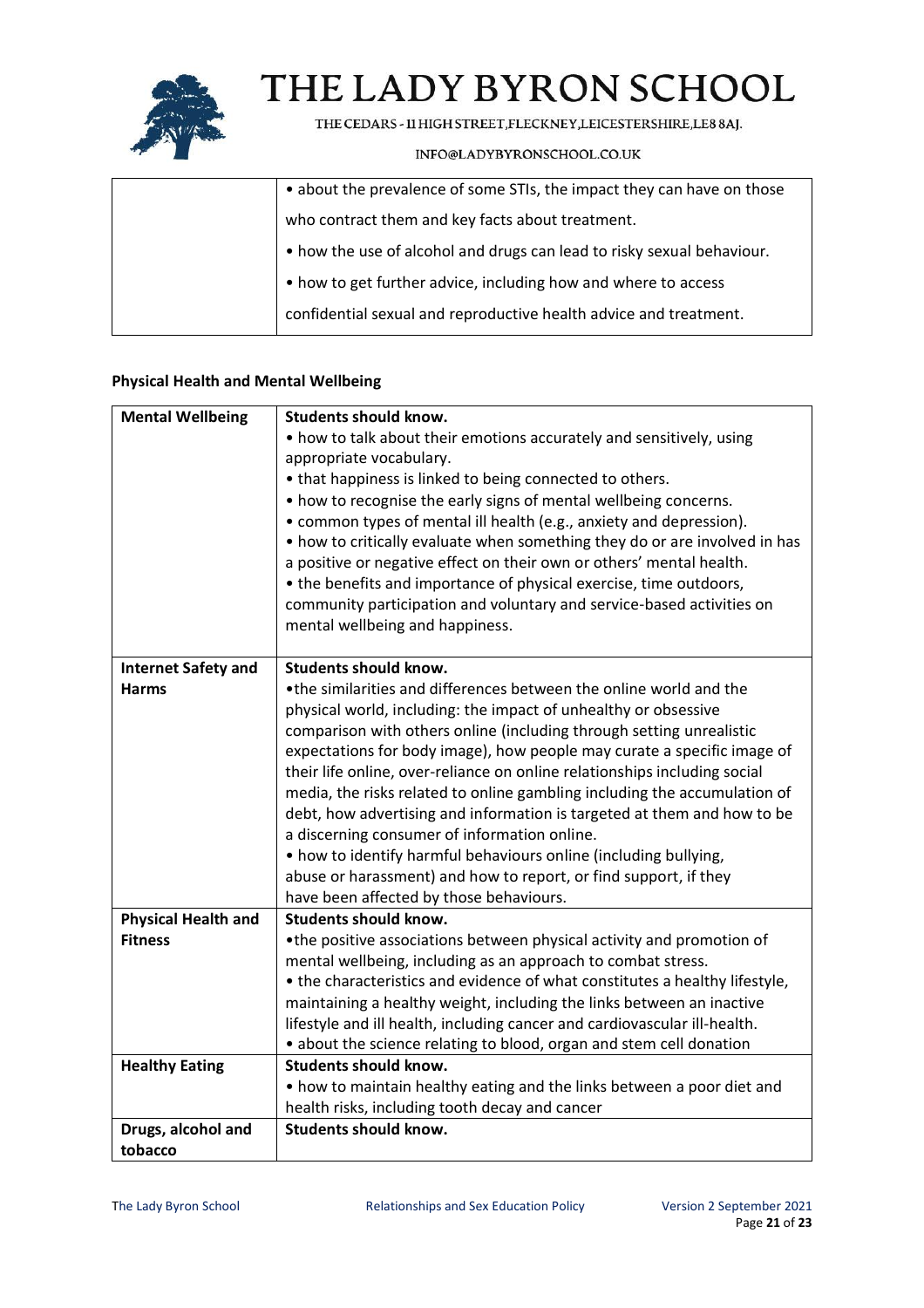| | • about the prevalence of some STIs, the impact they can have on those who contract them and key facts about treatment.<br>• how the use of alcohol and drugs can lead to risky sexual behaviour.<br>• how to get further advice, including how and where to access confidential sexual and reproductive health advice and treatment. |
|---|---|

**Physical Health and Mental Wellbeing**

| **Mental Wellbeing** | **Students should know.**<br>• how to talk about their emotions accurately and sensitively, using appropriate vocabulary.<br>• that happiness is linked to being connected to others.<br>• how to recognise the early signs of mental wellbeing concerns.<br>• common types of mental ill health (e.g., anxiety and depression).<br>• how to critically evaluate when something they do or are involved in has a positive or negative effect on their own or others' mental health.<br>• the benefits and importance of physical exercise, time outdoors, community participation and voluntary and service-based activities on mental wellbeing and happiness. |
|---|---|
| **Internet Safety and Harms** | **Students should know.**<br>•the similarities and differences between the online world and the physical world, including: the impact of unhealthy or obsessive comparison with others online (including through setting unrealistic expectations for body image), how people may curate a specific image of their life online, over-reliance on online relationships including social media, the risks related to online gambling including the accumulation of debt, how advertising and information is targeted at them and how to be a discerning consumer of information online.<br>• how to identify harmful behaviours online (including bullying, abuse or harassment) and how to report, or find support, if they have been affected by those behaviours. |
| **Physical Health and Fitness** | **Students should know.**<br>•the positive associations between physical activity and promotion of mental wellbeing, including as an approach to combat stress.<br>• the characteristics and evidence of what constitutes a healthy lifestyle, maintaining a healthy weight, including the links between an inactive lifestyle and ill health, including cancer and cardiovascular ill-health.<br>• about the science relating to blood, organ and stem cell donation |
| **Healthy Eating** | **Students should know.**<br>• how to maintain healthy eating and the links between a poor diet and health risks, including tooth decay and cancer |
| **Drugs, alcohol and tobacco** | **Students should know.** |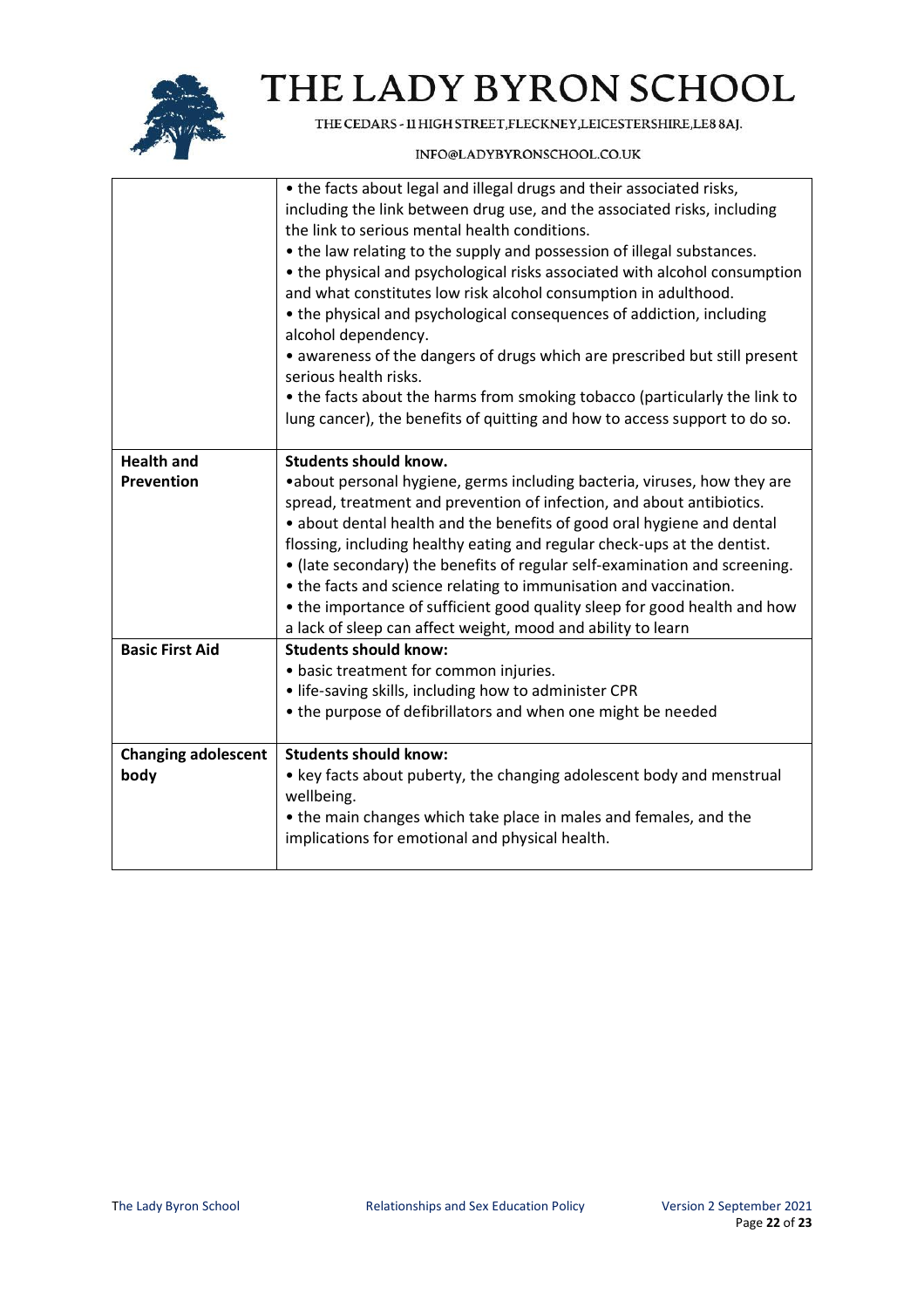| | |
|---|---|
| | • the facts about legal and illegal drugs and their associated risks, including the link between drug use, and the associated risks, including the link to serious mental health conditions.<br>• the law relating to the supply and possession of illegal substances.<br>• the physical and psychological risks associated with alcohol consumption and what constitutes low risk alcohol consumption in adulthood.<br>• the physical and psychological consequences of addiction, including alcohol dependency.<br>• awareness of the dangers of drugs which are prescribed but still present serious health risks.<br>• the facts about the harms from smoking tobacco (particularly the link to lung cancer), the benefits of quitting and how to access support to do so. |
| **Health and Prevention** | **Students should know.**<br>•about personal hygiene, germs including bacteria, viruses, how they are spread, treatment and prevention of infection, and about antibiotics.<br>• about dental health and the benefits of good oral hygiene and dental flossing, including healthy eating and regular check-ups at the dentist.<br>• (late secondary) the benefits of regular self-examination and screening.<br>• the facts and science relating to immunisation and vaccination.<br>• the importance of sufficient good quality sleep for good health and how a lack of sleep can affect weight, mood and ability to learn |
| **Basic First Aid** | **Students should know:**<br>• basic treatment for common injuries.<br>• life-saving skills, including how to administer CPR<br>• the purpose of defibrillators and when one might be needed |
| **Changing adolescent body** | **Students should know:**<br>• key facts about puberty, the changing adolescent body and menstrual wellbeing.<br>• the main changes which take place in males and females, and the implications for emotional and physical health. |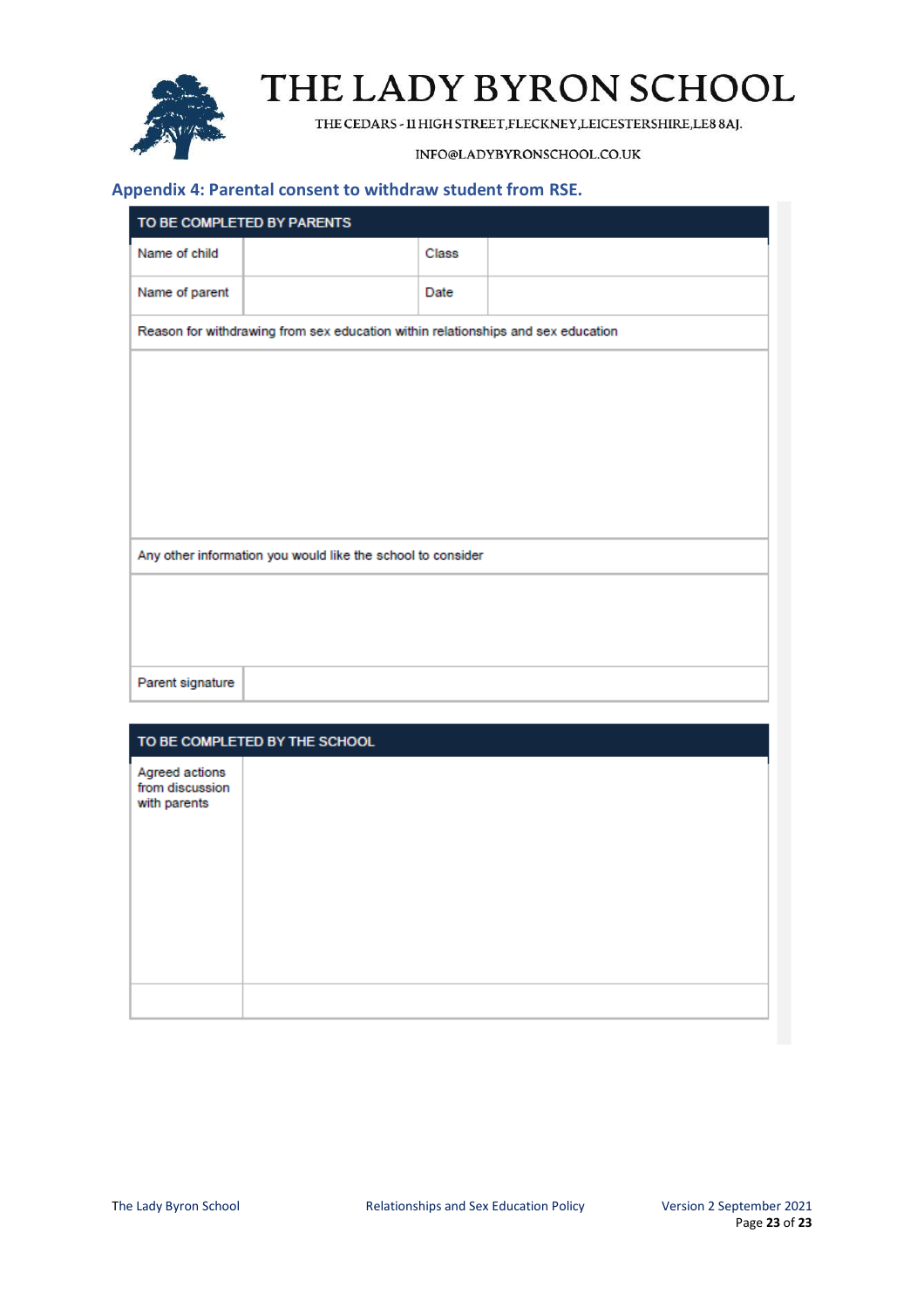# THE LADY BYRON SCHOOL

THE CEDARS - 11 HIGH STREET, FLECKNEY, LEICESTERSHIRE, LE8 8AJ.

INFO@LADYBYRONSCHOOL.CO.UK

## Appendix 4: Parental consent to withdraw student from RSE.

| TO BE COMPLETED BY PARENTS | | | |
|---|---|---|---|
| Name of child | | Class | |
| Name of parent | | Date | |
| Reason for withdrawing from sex education within relationships and sex education | | | |
| | | | |
| Any other information you would like the school to consider | | | |
| | | | |
| Parent signature | | | |

| TO BE COMPLETED BY THE SCHOOL | |
|---|---|
| Agreed actions from discussion with parents | |
| | |